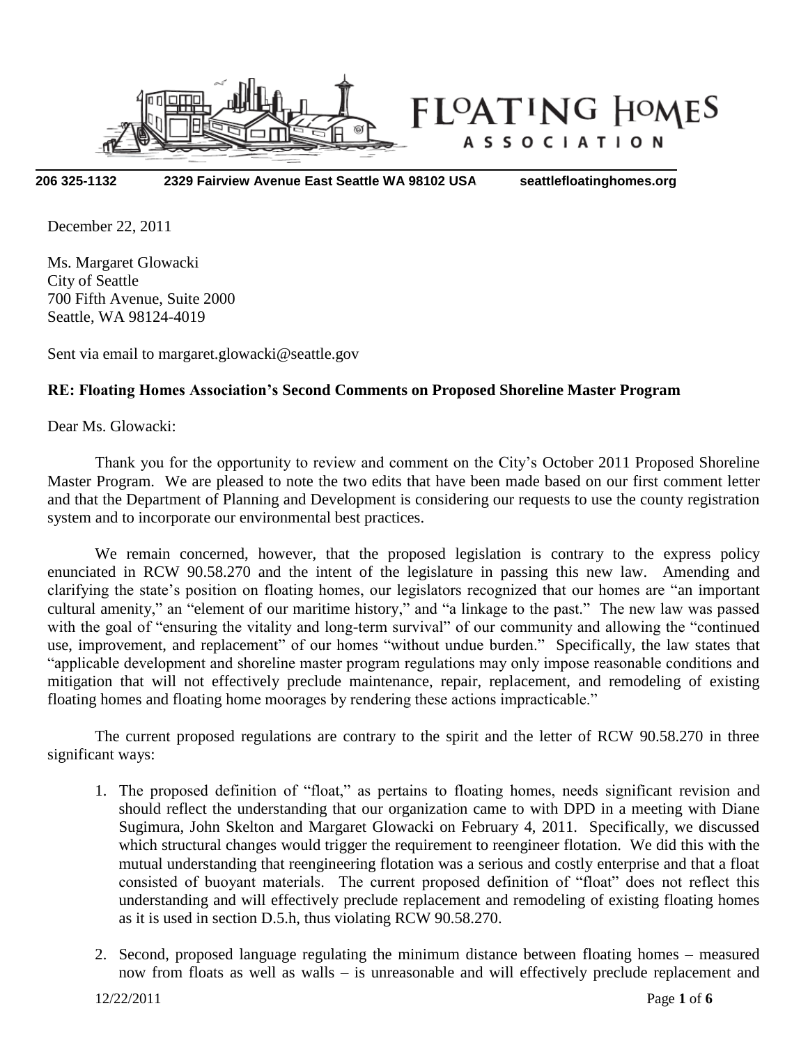FLOATING HOMES ASSOCIATION

206 325-1132 2329 Fairview Avenue East Seattle WA 98102 USA seattlefloatinghomes.org

December 22, 2011

Ms. Margaret Glowacki
City of Seattle
700 Fifth Avenue, Suite 2000
Seattle, WA 98124-4019

Sent via email to margaret.glowacki@seattle.gov

**RE: Floating Homes Association's Second Comments on Proposed Shoreline Master Program**

Dear Ms. Glowacki:

Thank you for the opportunity to review and comment on the City's October 2011 Proposed Shoreline Master Program. We are pleased to note the two edits that have been made based on our first comment letter and that the Department of Planning and Development is considering our requests to use the county registration system and to incorporate our environmental best practices.

We remain concerned, however, that the proposed legislation is contrary to the express policy enunciated in RCW 90.58.270 and the intent of the legislature in passing this new law. Amending and clarifying the state's position on floating homes, our legislators recognized that our homes are "an important cultural amenity," an "element of our maritime history," and "a linkage to the past." The new law was passed with the goal of "ensuring the vitality and long-term survival" of our community and allowing the "continued use, improvement, and replacement" of our homes "without undue burden." Specifically, the law states that "applicable development and shoreline master program regulations may only impose reasonable conditions and mitigation that will not effectively preclude maintenance, repair, replacement, and remodeling of existing floating homes and floating home moorages by rendering these actions impracticable."

The current proposed regulations are contrary to the spirit and the letter of RCW 90.58.270 in three significant ways:

1. The proposed definition of "float," as pertains to floating homes, needs significant revision and should reflect the understanding that our organization came to with DPD in a meeting with Diane Sugimura, John Skelton and Margaret Glowacki on February 4, 2011. Specifically, we discussed which structural changes would trigger the requirement to reengineer flotation. We did this with the mutual understanding that reengineering flotation was a serious and costly enterprise and that a float consisted of buoyant materials. The current proposed definition of "float" does not reflect this understanding and will effectively preclude replacement and remodeling of existing floating homes as it is used in section D.5.h, thus violating RCW 90.58.270.

2. Second, proposed language regulating the minimum distance between floating homes – measured now from floats as well as walls – is unreasonable and will effectively preclude replacement and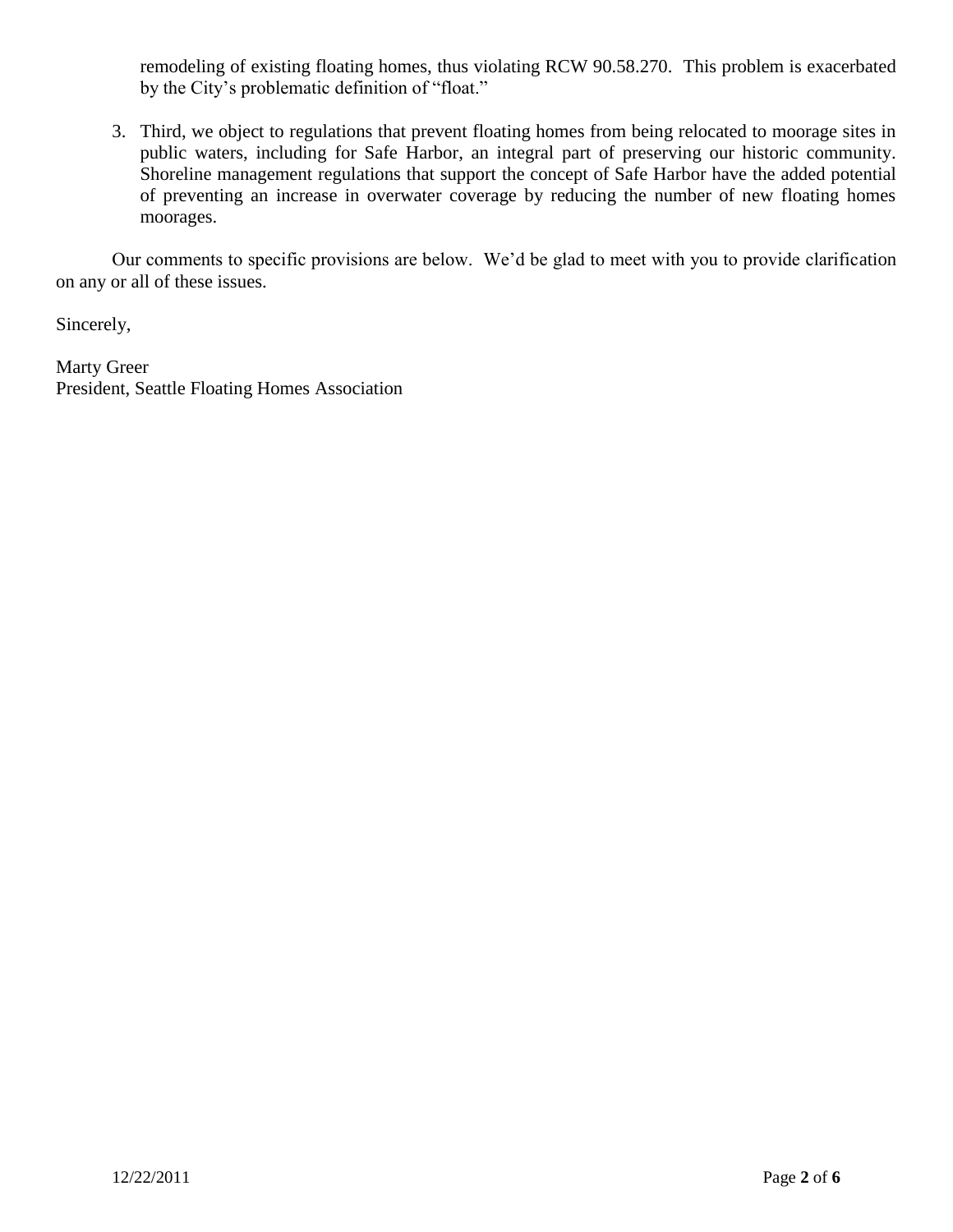remodeling of existing floating homes, thus violating RCW 90.58.270. This problem is exacerbated by the City's problematic definition of "float."

3. Third, we object to regulations that prevent floating homes from being relocated to moorage sites in public waters, including for Safe Harbor, an integral part of preserving our historic community. Shoreline management regulations that support the concept of Safe Harbor have the added potential of preventing an increase in overwater coverage by reducing the number of new floating homes moorages.

Our comments to specific provisions are below. We'd be glad to meet with you to provide clarification on any or all of these issues.

Sincerely,

Marty Greer
President, Seattle Floating Homes Association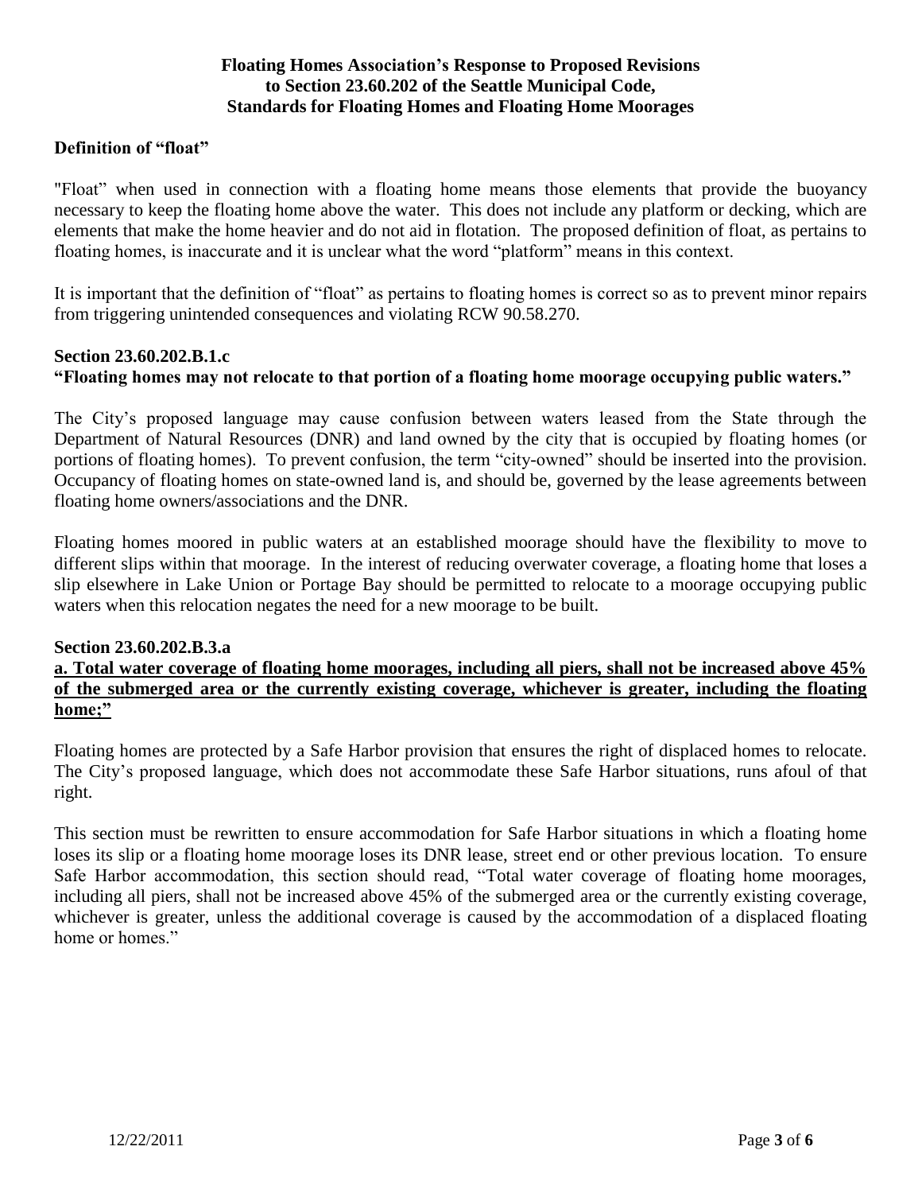**Floating Homes Association's Response to Proposed Revisions to Section 23.60.202 of the Seattle Municipal Code, Standards for Floating Homes and Floating Home Moorages**

**Definition of "float"**

"Float" when used in connection with a floating home means those elements that provide the buoyancy necessary to keep the floating home above the water. This does not include any platform or decking, which are elements that make the home heavier and do not aid in flotation. The proposed definition of float, as pertains to floating homes, is inaccurate and it is unclear what the word "platform" means in this context.

It is important that the definition of "float" as pertains to floating homes is correct so as to prevent minor repairs from triggering unintended consequences and violating RCW 90.58.270.

**Section 23.60.202.B.1.c**
**"Floating homes may not relocate to that portion of a floating home moorage occupying public waters."**

The City's proposed language may cause confusion between waters leased from the State through the Department of Natural Resources (DNR) and land owned by the city that is occupied by floating homes (or portions of floating homes). To prevent confusion, the term "city-owned" should be inserted into the provision. Occupancy of floating homes on state-owned land is, and should be, governed by the lease agreements between floating home owners/associations and the DNR.

Floating homes moored in public waters at an established moorage should have the flexibility to move to different slips within that moorage. In the interest of reducing overwater coverage, a floating home that loses a slip elsewhere in Lake Union or Portage Bay should be permitted to relocate to a moorage occupying public waters when this relocation negates the need for a new moorage to be built.

**Section 23.60.202.B.3.a**
**a. Total water coverage of floating home moorages, including all piers, shall not be increased above 45% of the submerged area or the currently existing coverage, whichever is greater, including the floating home;"**

Floating homes are protected by a Safe Harbor provision that ensures the right of displaced homes to relocate. The City's proposed language, which does not accommodate these Safe Harbor situations, runs afoul of that right.

This section must be rewritten to ensure accommodation for Safe Harbor situations in which a floating home loses its slip or a floating home moorage loses its DNR lease, street end or other previous location. To ensure Safe Harbor accommodation, this section should read, "Total water coverage of floating home moorages, including all piers, shall not be increased above 45% of the submerged area or the currently existing coverage, whichever is greater, unless the additional coverage is caused by the accommodation of a displaced floating home or homes."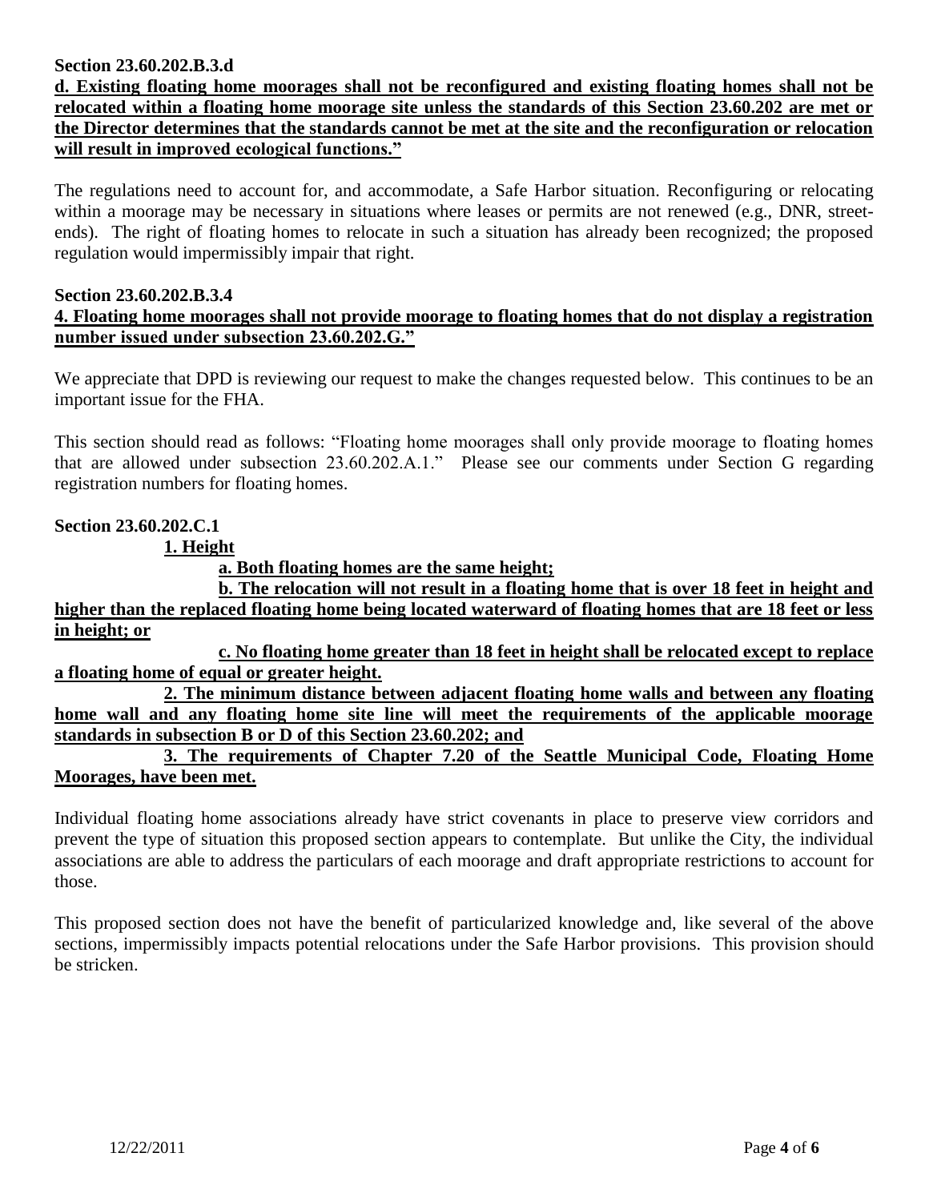**Section 23.60.202.B.3.d**

**d. Existing floating home moorages shall not be reconfigured and existing floating homes shall not be relocated within a floating home moorage site unless the standards of this Section 23.60.202 are met or the Director determines that the standards cannot be met at the site and the reconfiguration or relocation will result in improved ecological functions."**

The regulations need to account for, and accommodate, a Safe Harbor situation. Reconfiguring or relocating within a moorage may be necessary in situations where leases or permits are not renewed (e.g., DNR, street-ends). The right of floating homes to relocate in such a situation has already been recognized; the proposed regulation would impermissibly impair that right.

**Section 23.60.202.B.3.4**

**4. Floating home moorages shall not provide moorage to floating homes that do not display a registration number issued under subsection 23.60.202.G."**

We appreciate that DPD is reviewing our request to make the changes requested below. This continues to be an important issue for the FHA.

This section should read as follows: "Floating home moorages shall only provide moorage to floating homes that are allowed under subsection 23.60.202.A.1." Please see our comments under Section G regarding registration numbers for floating homes.

**Section 23.60.202.C.1**

**1. Height**

**a. Both floating homes are the same height;**

**b. The relocation will not result in a floating home that is over 18 feet in height and higher than the replaced floating home being located waterward of floating homes that are 18 feet or less in height; or**

**c. No floating home greater than 18 feet in height shall be relocated except to replace a floating home of equal or greater height.**

**2. The minimum distance between adjacent floating home walls and between any floating home wall and any floating home site line will meet the requirements of the applicable moorage standards in subsection B or D of this Section 23.60.202; and**

**3. The requirements of Chapter 7.20 of the Seattle Municipal Code, Floating Home Moorages, have been met.**

Individual floating home associations already have strict covenants in place to preserve view corridors and prevent the type of situation this proposed section appears to contemplate. But unlike the City, the individual associations are able to address the particulars of each moorage and draft appropriate restrictions to account for those.

This proposed section does not have the benefit of particularized knowledge and, like several of the above sections, impermissibly impacts potential relocations under the Safe Harbor provisions. This provision should be stricken.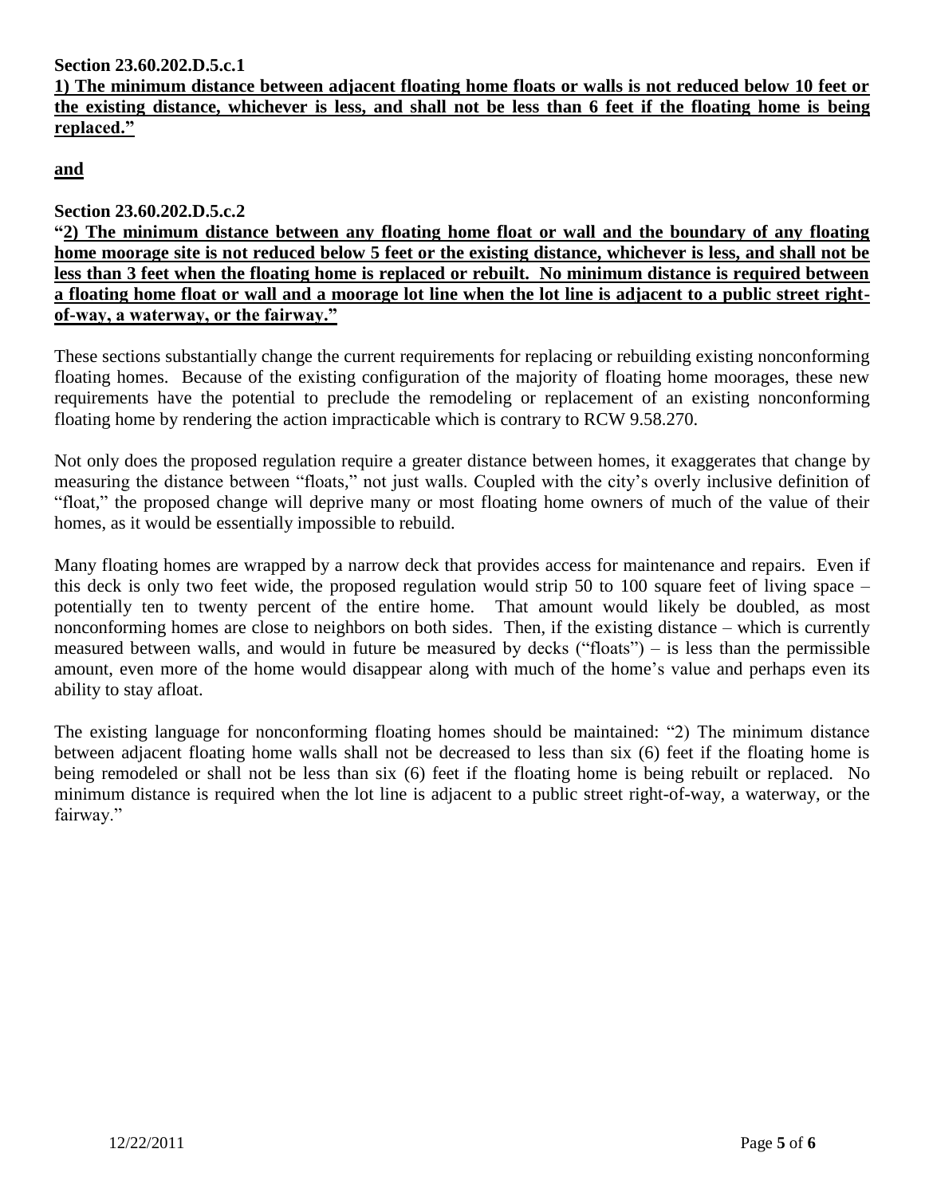**Section 23.60.202.D.5.c.1**

**<u>1) The minimum distance between adjacent floating home floats or walls is not reduced below 10 feet or the existing distance, whichever is less, and shall not be less than 6 feet if the floating home is being replaced."</u>**

**<u>and</u>**

**Section 23.60.202.D.5.c.2**

**"<u>2) The minimum distance between any floating home float or wall and the boundary of any floating home moorage site is not reduced below 5 feet or the existing distance, whichever is less, and shall not be less than 3 feet when the floating home is replaced or rebuilt. No minimum distance is required between a floating home float or wall and a moorage lot line when the lot line is adjacent to a public street right-of-way, a waterway, or the fairway."</u>**

These sections substantially change the current requirements for replacing or rebuilding existing nonconforming floating homes. Because of the existing configuration of the majority of floating home moorages, these new requirements have the potential to preclude the remodeling or replacement of an existing nonconforming floating home by rendering the action impracticable which is contrary to RCW 9.58.270.

Not only does the proposed regulation require a greater distance between homes, it exaggerates that change by measuring the distance between "floats," not just walls. Coupled with the city's overly inclusive definition of "float," the proposed change will deprive many or most floating home owners of much of the value of their homes, as it would be essentially impossible to rebuild.

Many floating homes are wrapped by a narrow deck that provides access for maintenance and repairs. Even if this deck is only two feet wide, the proposed regulation would strip 50 to 100 square feet of living space – potentially ten to twenty percent of the entire home. That amount would likely be doubled, as most nonconforming homes are close to neighbors on both sides. Then, if the existing distance – which is currently measured between walls, and would in future be measured by decks ("floats") – is less than the permissible amount, even more of the home would disappear along with much of the home's value and perhaps even its ability to stay afloat.

The existing language for nonconforming floating homes should be maintained: "2) The minimum distance between adjacent floating home walls shall not be decreased to less than six (6) feet if the floating home is being remodeled or shall not be less than six (6) feet if the floating home is being rebuilt or replaced. No minimum distance is required when the lot line is adjacent to a public street right-of-way, a waterway, or the fairway."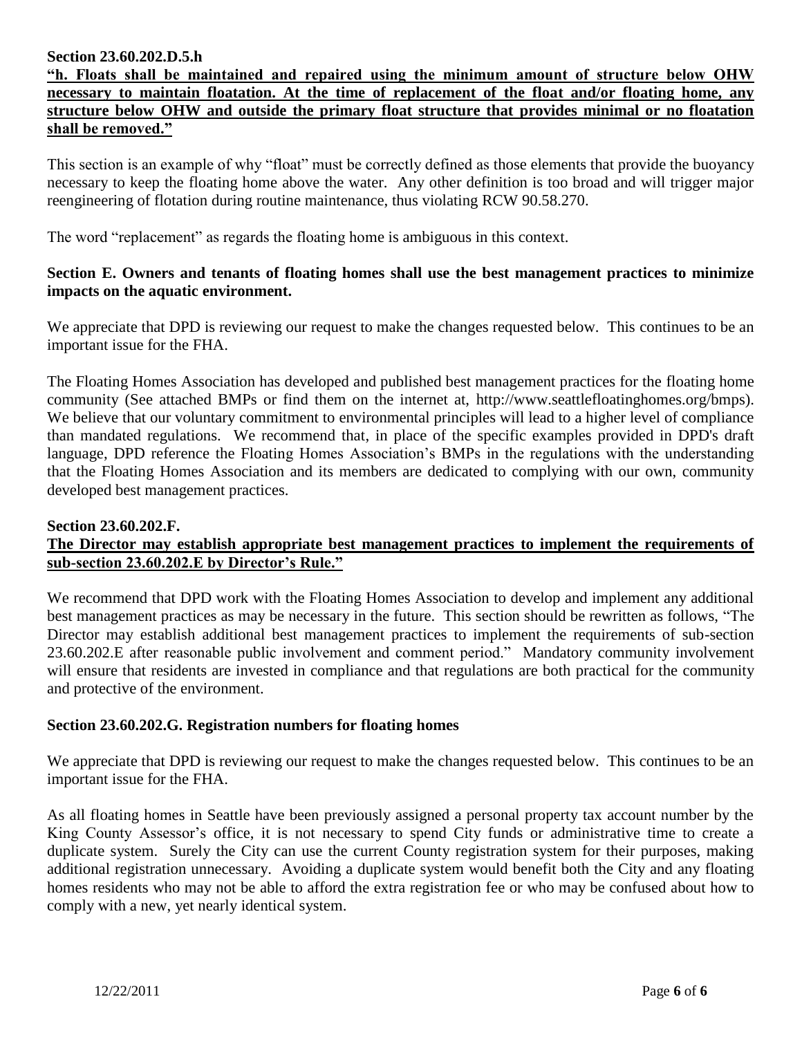**Section 23.60.202.D.5.h**

**"h. Floats shall be maintained and repaired using the minimum amount of structure below OHW necessary to maintain floatation. At the time of replacement of the float and/or floating home, any structure below OHW and outside the primary float structure that provides minimal or no floatation shall be removed."**

This section is an example of why "float" must be correctly defined as those elements that provide the buoyancy necessary to keep the floating home above the water. Any other definition is too broad and will trigger major reengineering of flotation during routine maintenance, thus violating RCW 90.58.270.

The word "replacement" as regards the floating home is ambiguous in this context.

**Section E. Owners and tenants of floating homes shall use the best management practices to minimize impacts on the aquatic environment.**

We appreciate that DPD is reviewing our request to make the changes requested below. This continues to be an important issue for the FHA.

The Floating Homes Association has developed and published best management practices for the floating home community (See attached BMPs or find them on the internet at, http://www.seattlefloatinghomes.org/bmps). We believe that our voluntary commitment to environmental principles will lead to a higher level of compliance than mandated regulations. We recommend that, in place of the specific examples provided in DPD's draft language, DPD reference the Floating Homes Association's BMPs in the regulations with the understanding that the Floating Homes Association and its members are dedicated to complying with our own, community developed best management practices.

**Section 23.60.202.F.**

**The Director may establish appropriate best management practices to implement the requirements of sub-section 23.60.202.E by Director's Rule."**

We recommend that DPD work with the Floating Homes Association to develop and implement any additional best management practices as may be necessary in the future. This section should be rewritten as follows, "The Director may establish additional best management practices to implement the requirements of sub-section 23.60.202.E after reasonable public involvement and comment period." Mandatory community involvement will ensure that residents are invested in compliance and that regulations are both practical for the community and protective of the environment.

**Section 23.60.202.G. Registration numbers for floating homes**

We appreciate that DPD is reviewing our request to make the changes requested below. This continues to be an important issue for the FHA.

As all floating homes in Seattle have been previously assigned a personal property tax account number by the King County Assessor's office, it is not necessary to spend City funds or administrative time to create a duplicate system. Surely the City can use the current County registration system for their purposes, making additional registration unnecessary. Avoiding a duplicate system would benefit both the City and any floating homes residents who may not be able to afford the extra registration fee or who may be confused about how to comply with a new, yet nearly identical system.

12/22/2011